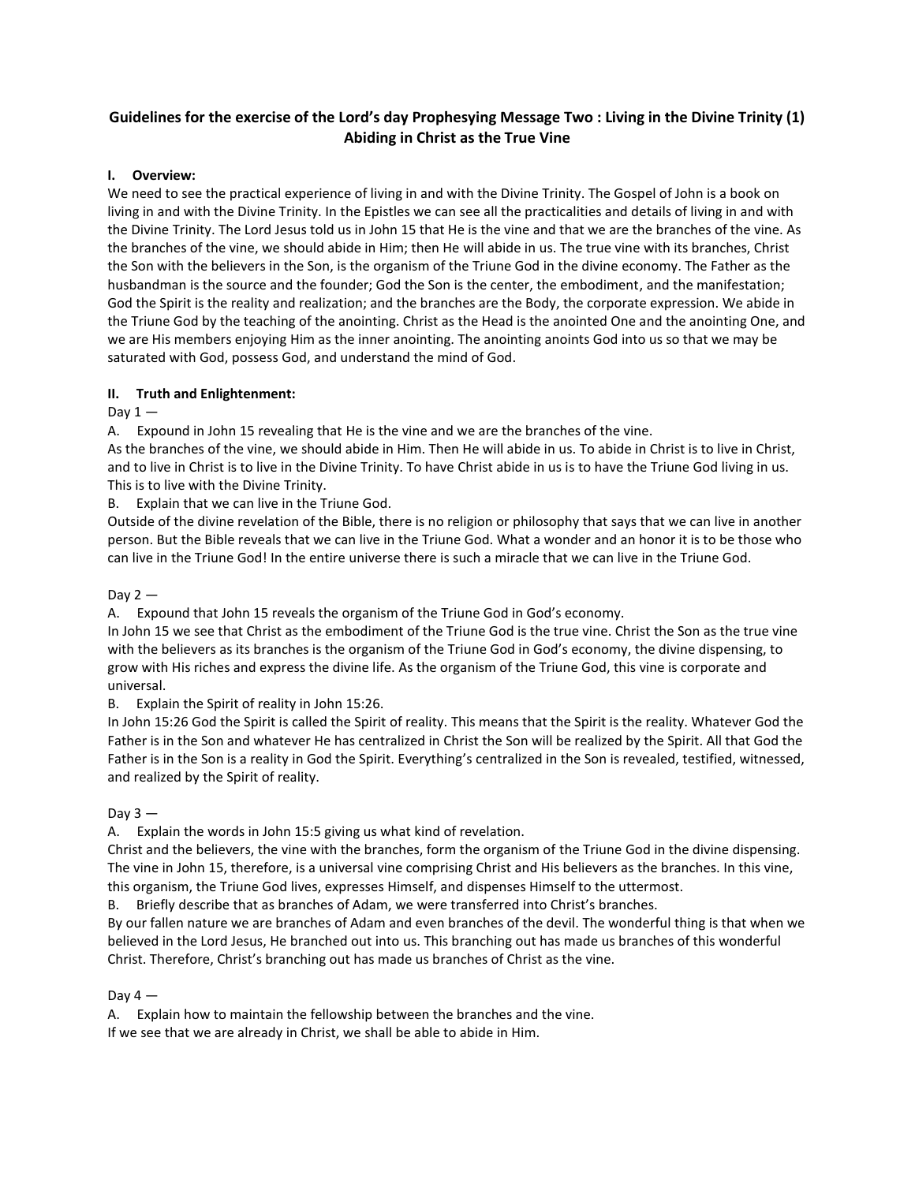# Guidelines for the exercise of the Lord's day Prophesying Message Two : Living in the Divine Trinity (1) Abiding in Christ as the True Vine

## I. Overview:

We need to see the practical experience of living in and with the Divine Trinity. The Gospel of John is a book on living in and with the Divine Trinity. In the Epistles we can see all the practicalities and details of living in and with the Divine Trinity. The Lord Jesus told us in John 15 that He is the vine and that we are the branches of the vine. As the branches of the vine, we should abide in Him; then He will abide in us. The true vine with its branches, Christ the Son with the believers in the Son, is the organism of the Triune God in the divine economy. The Father as the husbandman is the source and the founder; God the Son is the center, the embodiment, and the manifestation; God the Spirit is the reality and realization; and the branches are the Body, the corporate expression. We abide in the Triune God by the teaching of the anointing. Christ as the Head is the anointed One and the anointing One, and we are His members enjoying Him as the inner anointing. The anointing anoints God into us so that we may be saturated with God, possess God, and understand the mind of God.

## II. Truth and Enlightenment:

Day 1 —

A. Expound in John 15 revealing that He is the vine and we are the branches of the vine.

As the branches of the vine, we should abide in Him. Then He will abide in us. To abide in Christ is to live in Christ, and to live in Christ is to live in the Divine Trinity. To have Christ abide in us is to have the Triune God living in us. This is to live with the Divine Trinity.

B. Explain that we can live in the Triune God.

Outside of the divine revelation of the Bible, there is no religion or philosophy that says that we can live in another person. But the Bible reveals that we can live in the Triune God. What a wonder and an honor it is to be those who can live in the Triune God! In the entire universe there is such a miracle that we can live in the Triune God.

Day 2 —

A. Expound that John 15 reveals the organism of the Triune God in God's economy.

In John 15 we see that Christ as the embodiment of the Triune God is the true vine. Christ the Son as the true vine with the believers as its branches is the organism of the Triune God in God's economy, the divine dispensing, to grow with His riches and express the divine life. As the organism of the Triune God, this vine is corporate and universal.

B. Explain the Spirit of reality in John 15:26.

In John 15:26 God the Spirit is called the Spirit of reality. This means that the Spirit is the reality. Whatever God the Father is in the Son and whatever He has centralized in Christ the Son will be realized by the Spirit. All that God the Father is in the Son is a reality in God the Spirit. Everything's centralized in the Son is revealed, testified, witnessed, and realized by the Spirit of reality.

Day 3 —

A. Explain the words in John 15:5 giving us what kind of revelation.

Christ and the believers, the vine with the branches, form the organism of the Triune God in the divine dispensing. The vine in John 15, therefore, is a universal vine comprising Christ and His believers as the branches. In this vine, this organism, the Triune God lives, expresses Himself, and dispenses Himself to the uttermost.

B. Briefly describe that as branches of Adam, we were transferred into Christ's branches.

By our fallen nature we are branches of Adam and even branches of the devil. The wonderful thing is that when we believed in the Lord Jesus, He branched out into us. This branching out has made us branches of this wonderful Christ. Therefore, Christ's branching out has made us branches of Christ as the vine.

Day 4 —

A. Explain how to maintain the fellowship between the branches and the vine.

If we see that we are already in Christ, we shall be able to abide in Him.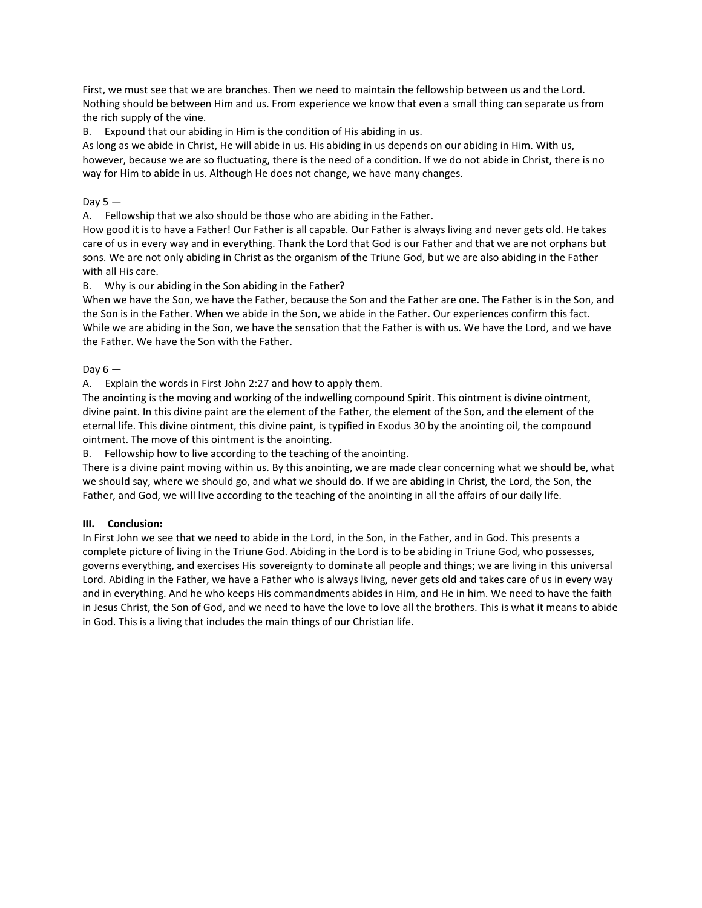First, we must see that we are branches. Then we need to maintain the fellowship between us and the Lord. Nothing should be between Him and us. From experience we know that even a small thing can separate us from the rich supply of the vine.

B. Expound that our abiding in Him is the condition of His abiding in us.

As long as we abide in Christ, He will abide in us. His abiding in us depends on our abiding in Him. With us, however, because we are so fluctuating, there is the need of a condition. If we do not abide in Christ, there is no way for Him to abide in us. Although He does not change, we have many changes.

Day 5 —

A. Fellowship that we also should be those who are abiding in the Father.

How good it is to have a Father! Our Father is all capable. Our Father is always living and never gets old. He takes care of us in every way and in everything. Thank the Lord that God is our Father and that we are not orphans but sons. We are not only abiding in Christ as the organism of the Triune God, but we are also abiding in the Father with all His care.

B. Why is our abiding in the Son abiding in the Father?

When we have the Son, we have the Father, because the Son and the Father are one. The Father is in the Son, and the Son is in the Father. When we abide in the Son, we abide in the Father. Our experiences confirm this fact. While we are abiding in the Son, we have the sensation that the Father is with us. We have the Lord, and we have the Father. We have the Son with the Father.

Day 6 —

A. Explain the words in First John 2:27 and how to apply them.

The anointing is the moving and working of the indwelling compound Spirit. This ointment is divine ointment, divine paint. In this divine paint are the element of the Father, the element of the Son, and the element of the eternal life. This divine ointment, this divine paint, is typified in Exodus 30 by the anointing oil, the compound ointment. The move of this ointment is the anointing.

B. Fellowship how to live according to the teaching of the anointing.

There is a divine paint moving within us. By this anointing, we are made clear concerning what we should be, what we should say, where we should go, and what we should do. If we are abiding in Christ, the Lord, the Son, the Father, and God, we will live according to the teaching of the anointing in all the affairs of our daily life.

**III. Conclusion:**

In First John we see that we need to abide in the Lord, in the Son, in the Father, and in God. This presents a complete picture of living in the Triune God. Abiding in the Lord is to be abiding in Triune God, who possesses, governs everything, and exercises His sovereignty to dominate all people and things; we are living in this universal Lord. Abiding in the Father, we have a Father who is always living, never gets old and takes care of us in every way and in everything. And he who keeps His commandments abides in Him, and He in him. We need to have the faith in Jesus Christ, the Son of God, and we need to have the love to love all the brothers. This is what it means to abide in God. This is a living that includes the main things of our Christian life.